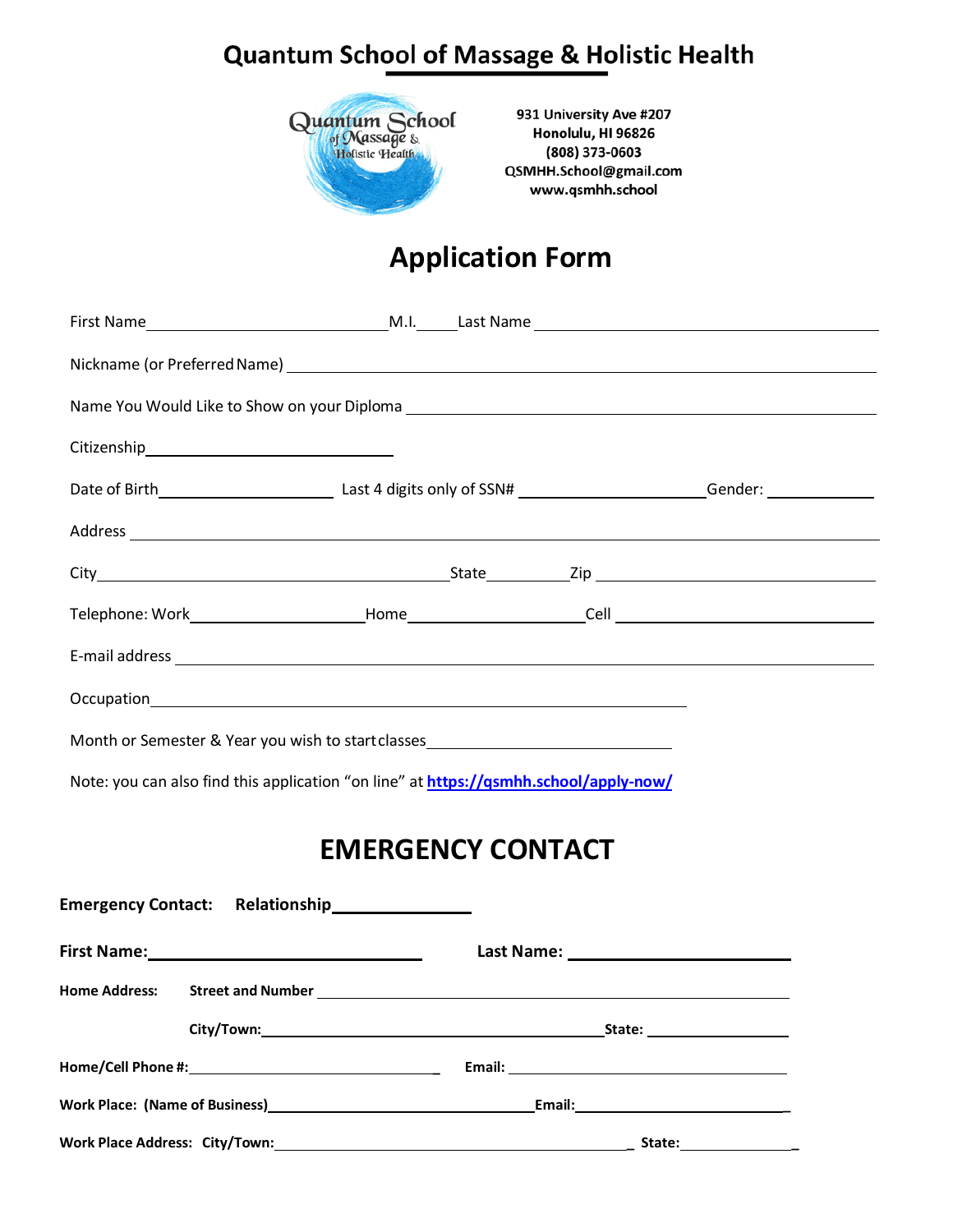# Quantum School of Massage & Holistic Health

931 University Ave #207
Honolulu, HI 96826
(808) 373-0603
QSMHH.School@gmail.com
www.qsmhh.school

## Application Form

First Name_______________ M.I.____ Last Name_______________

Nickname (or Preferred Name) _______________

Name You Would Like to Show on your Diploma _______________

Citizenship_______________

Date of Birth_______________ Last 4 digits only of SSN# _______________ Gender: _______________

Address _______________

City_______________ State__________ Zip _______________

Telephone: Work_______________ Home_______________ Cell _______________

E-mail address _______________

Occupation_______________

Month or Semester & Year you wish to start classes_______________

Note: you can also find this application "on line" at **https://qsmhh.school/apply-now/**

## EMERGENCY CONTACT

**Emergency Contact: Relationship**_______________

**First Name:**_______________ **Last Name:** _______________

**Home Address: Street and Number** _______________

**City/Town:**_______________ **State:** _______________

**Home/Cell Phone #:**_______________ **Email:** _______________

**Work Place: (Name of Business)**_______________ **Email:**_______________

**Work Place Address: City/Town:**_______________ **State:**_______________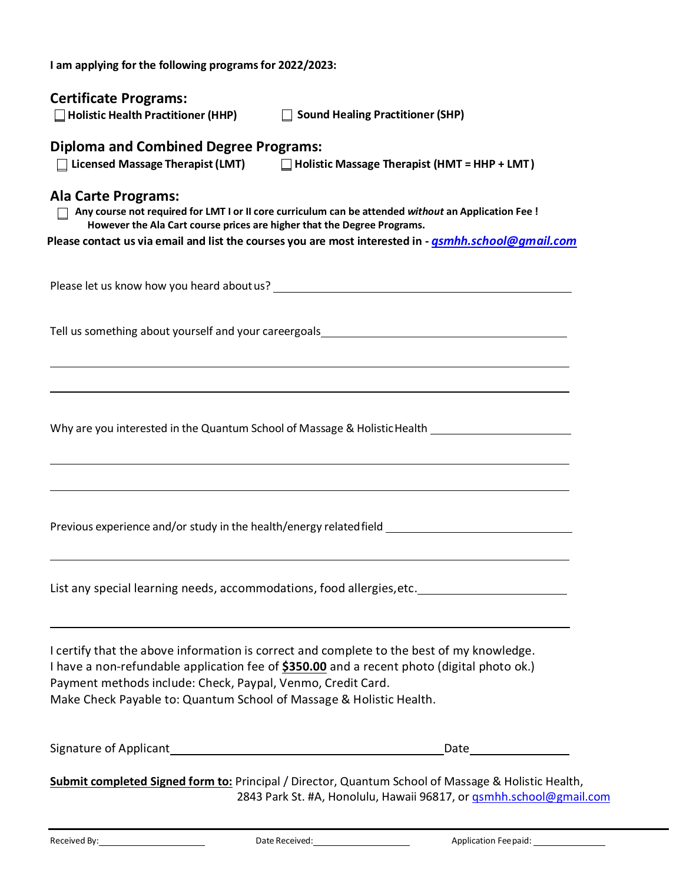**I am applying for the following programs for 2022/2023:**

## Certificate Programs:

☐ **Holistic Health Practitioner (HHP)** ☐ **Sound Healing Practitioner (SHP)**

## Diploma and Combined Degree Programs:

☐ **Licensed Massage Therapist (LMT)** ☐ **Holistic Massage Therapist (HMT = HHP + LMT)**

## Ala Carte Programs:

☐ **Any course not required for LMT I or II core curriculum can be attended *without* an Application Fee ! However the Ala Cart course prices are higher that the Degree Programs.**

**Please contact us via email and list the courses you are most interested in - *qsmhh.school@gmail.com***

Please let us know how you heard about us? \_\_\_\_\_\_\_\_\_\_\_\_\_\_\_\_\_\_\_\_\_\_\_\_\_\_\_\_\_\_\_\_

Tell us something about yourself and your careergoals\_\_\_\_\_\_\_\_\_\_\_\_\_\_\_\_\_\_\_\_\_\_\_\_\_\_\_\_\_\_\_\_

\_\_\_\_\_\_\_\_\_\_\_\_\_\_\_\_\_\_\_\_\_\_\_\_\_\_\_\_\_\_\_\_\_\_\_\_\_\_\_\_\_\_\_\_\_\_\_\_\_\_\_\_\_\_\_\_\_\_\_\_

\_\_\_\_\_\_\_\_\_\_\_\_\_\_\_\_\_\_\_\_\_\_\_\_\_\_\_\_\_\_\_\_\_\_\_\_\_\_\_\_\_\_\_\_\_\_\_\_\_\_\_\_\_\_\_\_\_\_\_\_

Why are you interested in the Quantum School of Massage & Holistic Health \_\_\_\_\_\_\_\_\_\_\_\_\_\_\_\_\_\_\_\_

\_\_\_\_\_\_\_\_\_\_\_\_\_\_\_\_\_\_\_\_\_\_\_\_\_\_\_\_\_\_\_\_\_\_\_\_\_\_\_\_\_\_\_\_\_\_\_\_\_\_\_\_\_\_\_\_\_\_\_\_

\_\_\_\_\_\_\_\_\_\_\_\_\_\_\_\_\_\_\_\_\_\_\_\_\_\_\_\_\_\_\_\_\_\_\_\_\_\_\_\_\_\_\_\_\_\_\_\_\_\_\_\_\_\_\_\_\_\_\_\_

Previous experience and/or study in the health/energy related field \_\_\_\_\_\_\_\_\_\_\_\_\_\_\_\_\_\_\_\_\_\_\_\_\_\_

\_\_\_\_\_\_\_\_\_\_\_\_\_\_\_\_\_\_\_\_\_\_\_\_\_\_\_\_\_\_\_\_\_\_\_\_\_\_\_\_\_\_\_\_\_\_\_\_\_\_\_\_\_\_\_\_\_\_\_\_

List any special learning needs, accommodations, food allergies, etc.\_\_\_\_\_\_\_\_\_\_\_\_\_\_\_\_\_\_\_\_\_\_\_\_

\_\_\_\_\_\_\_\_\_\_\_\_\_\_\_\_\_\_\_\_\_\_\_\_\_\_\_\_\_\_\_\_\_\_\_\_\_\_\_\_\_\_\_\_\_\_\_\_\_\_\_\_\_\_\_\_\_\_\_\_

I certify that the above information is correct and complete to the best of my knowledge.
I have a non-refundable application fee of **$350.00** and a recent photo (digital photo ok.)
Payment methods include: Check, Paypal, Venmo, Credit Card.
Make Check Payable to: Quantum School of Massage & Holistic Health.

Signature of Applicant\_\_\_\_\_\_\_\_\_\_\_\_\_\_\_\_\_\_\_\_\_\_\_\_\_\_\_\_\_\_\_\_\_\_\_\_\_\_\_\_ Date\_\_\_\_\_\_\_\_\_\_\_\_\_\_

**Submit completed Signed form to:** Principal / Director, Quantum School of Massage & Holistic Health, 2843 Park St. #A, Honolulu, Hawaii 96817, or qsmhh.school@gmail.com

Received By:\_\_\_\_\_\_\_\_\_\_\_\_\_\_\_\_ Date Received:\_\_\_\_\_\_\_\_\_\_\_\_\_\_\_\_ Application Fee paid:\_\_\_\_\_\_\_\_\_\_\_\_